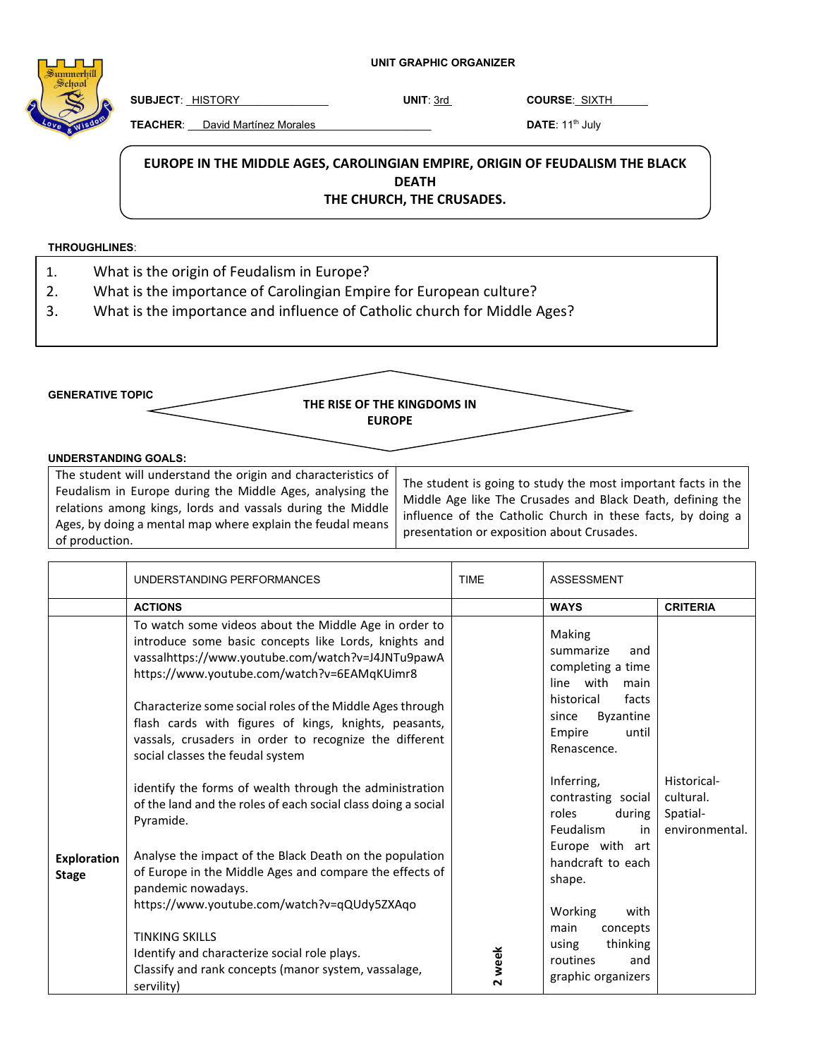**UNIT GRAPHIC ORGANIZER**

**SUBJECT**: HISTORY **UNIT**: 3rd **COURSE**: SIXTH

**TEACHER**: David Martínez Morales **DATE**: 11th July

# EUROPE IN THE MIDDLE AGES, CAROLINGIAN EMPIRE, ORIGIN OF FEUDALISM THE BLACK DEATH THE CHURCH, THE CRUSADES.

**THROUGHLINES**:

1. What is the origin of Feudalism in Europe?
2. What is the importance of Carolingian Empire for European culture?
3. What is the importance and influence of Catholic church for Middle Ages?

**GENERATIVE TOPIC**

**THE RISE OF THE KINGDOMS IN EUROPE**

**UNDERSTANDING GOALS:**

| | |
|---|---|
| The student will understand the origin and characteristics of Feudalism in Europe during the Middle Ages, analysing the relations among kings, lords and vassals during the Middle Ages, by doing a mental map where explain the feudal means of production. | The student is going to study the most important facts in the Middle Age like The Crusades and Black Death, defining the influence of the Catholic Church in these facts, by doing a presentation or exposition about Crusades. |

| | UNDERSTANDING PERFORMANCES | TIME | ASSESSMENT | |
|---|---|---|---|---|
| | **ACTIONS** | | **WAYS** | **CRITERIA** |
| **Exploration Stage** | To watch some videos about the Middle Age in order to introduce some basic concepts like Lords, knights and vassalhttps://www.youtube.com/watch?v=J4JNTu9pawA https://www.youtube.com/watch?v=6EAMqKUimr8<br><br>Characterize some social roles of the Middle Ages through flash cards with figures of kings, knights, peasants, vassals, crusaders in order to recognize the different social classes the feudal system<br><br>identify the forms of wealth through the administration of the land and the roles of each social class doing a social Pyramide.<br><br>Analyse the impact of the Black Death on the population of Europe in the Middle Ages and compare the effects of pandemic nowadays. https://www.youtube.com/watch?v=qQUdy5ZXAqo<br><br>TINKING SKILLS<br>Identify and characterize social role plays.<br>Classify and rank concepts (manor system, vassalage, servility) | **2 week** | Making summarize and completing a time line with main historical facts since Byzantine Empire until Renascence.<br><br>Inferring, contrasting social roles during Feudalism in Europe with art handcraft to each shape.<br><br>Working with main concepts using thinking routines and graphic organizers | Historical-cultural.<br>Spatial-environmental. |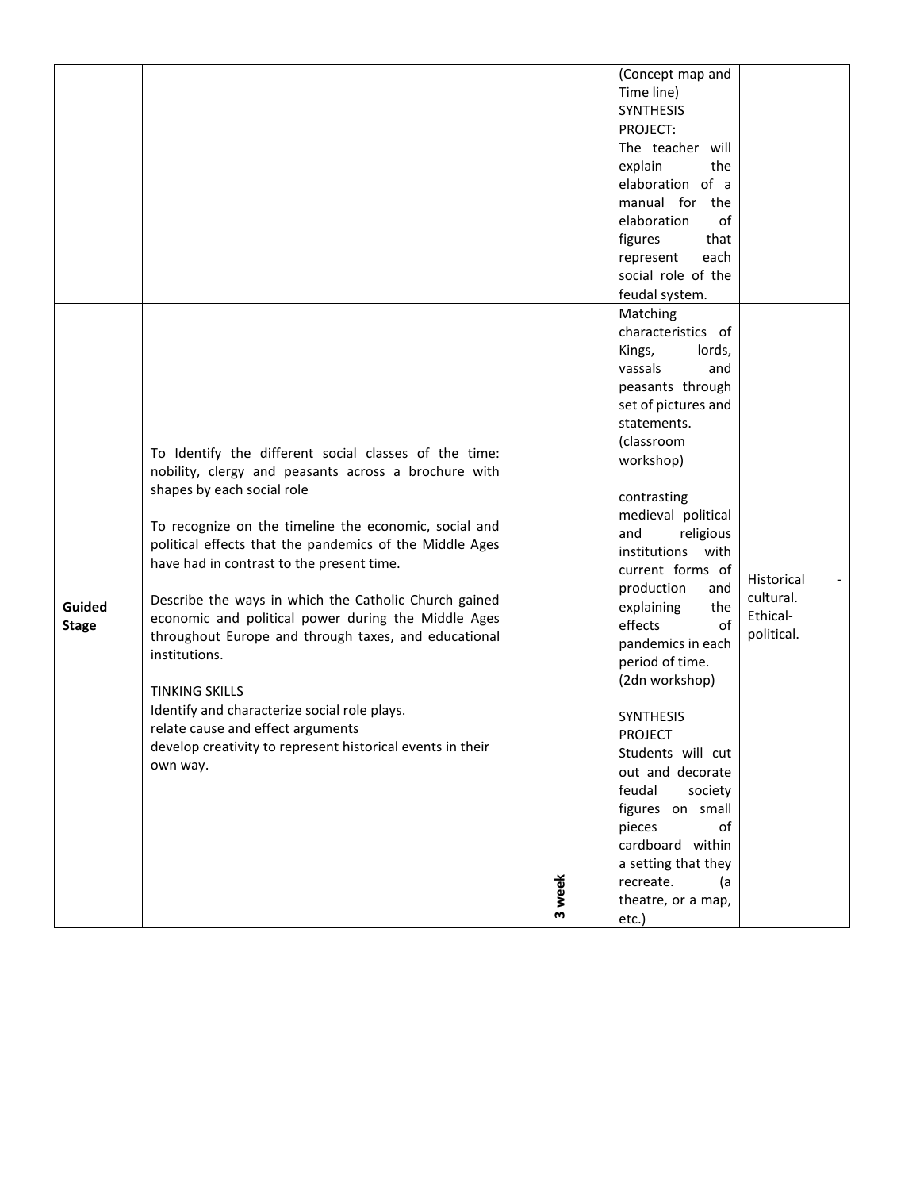| | | | | |
|---|---|---|---|---|
| | | | (Concept map and Time line)<br>SYNTHESIS PROJECT:<br>The teacher will explain the elaboration of a manual for the elaboration of figures that represent each social role of the feudal system. | |
| **Guided Stage** | To Identify the different social classes of the time: nobility, clergy and peasants across a brochure with shapes by each social role<br><br>To recognize on the timeline the economic, social and political effects that the pandemics of the Middle Ages have had in contrast to the present time.<br><br>Describe the ways in which the Catholic Church gained economic and political power during the Middle Ages throughout Europe and through taxes, and educational institutions.<br><br>TINKING SKILLS<br>Identify and characterize social role plays.<br>relate cause and effect arguments<br>develop creativity to represent historical events in their own way. | **3 week** | Matching characteristics of Kings, lords, vassals and peasants through set of pictures and statements. (classroom workshop)<br><br>contrasting medieval political and religious institutions with current forms of production and explaining the effects of pandemics in each period of time. (2dn workshop)<br><br>SYNTHESIS PROJECT<br>Students will cut out and decorate feudal society figures on small pieces of cardboard within a setting that they recreate. (a theatre, or a map, etc.) | Historical - cultural.<br>Ethical-political. |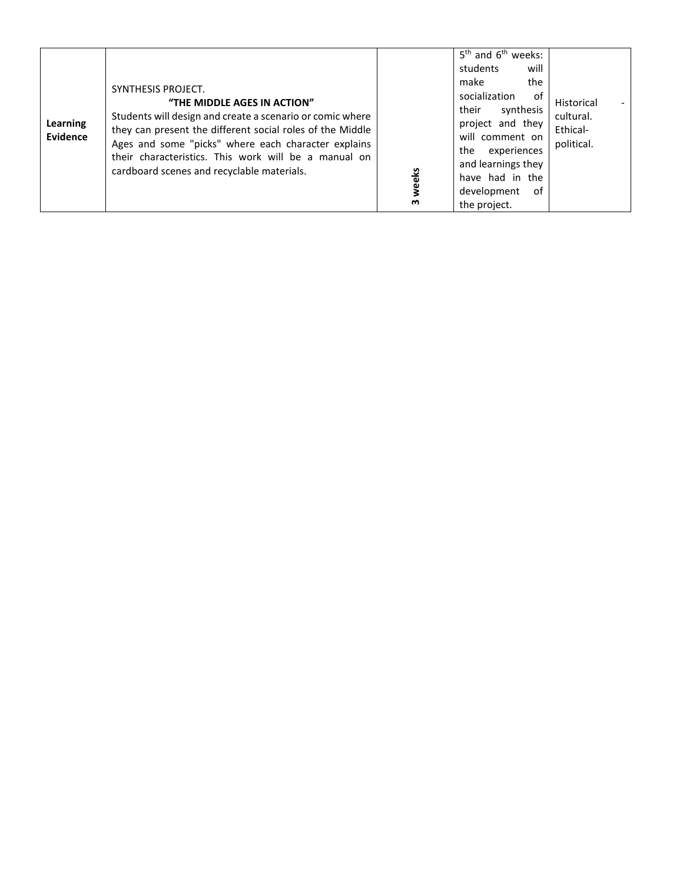| | | | | |
|---|---|---|---|---|
| **Learning Evidence** | SYNTHESIS PROJECT. **"THE MIDDLE AGES IN ACTION"** Students will design and create a scenario or comic where they can present the different social roles of the Middle Ages and some "picks" where each character explains their characteristics. This work will be a manual on cardboard scenes and recyclable materials. | **3 weeks** | 5th and 6th weeks: students will make the socialization of their synthesis project and they will comment on the experiences and learnings they have had in the development of the project. | Historical - cultural. Ethical-political. |